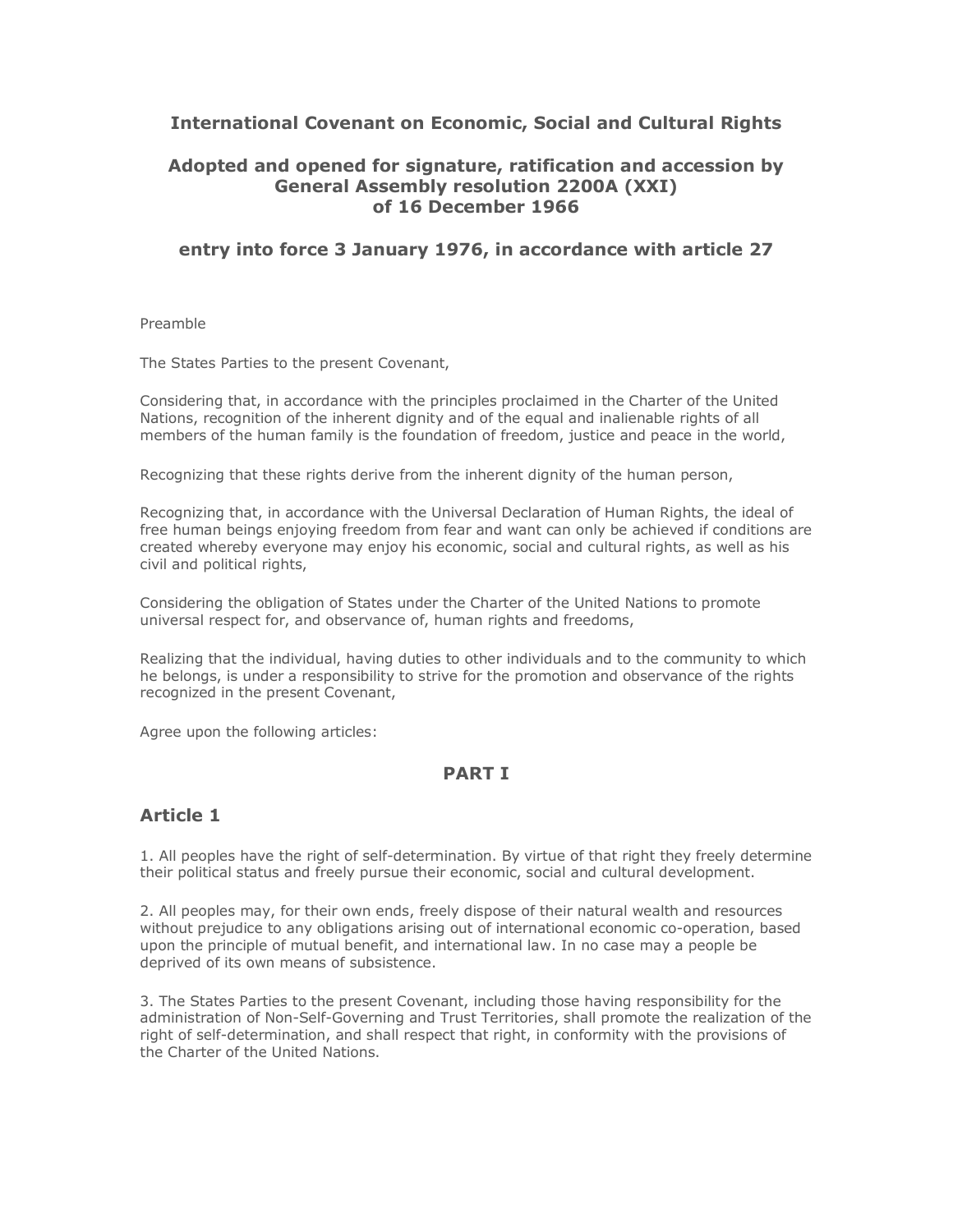# International Covenant on Economic, Social and Cultural Rights

## Adopted and opened for signature, ratification and accession by General Assembly resolution 2200A (XXI) of 16 December 1966

## entry into force 3 January 1976, in accordance with article 27

Preamble

The States Parties to the present Covenant,

Considering that, in accordance with the principles proclaimed in the Charter of the United Nations, recognition of the inherent dignity and of the equal and inalienable rights of all members of the human family is the foundation of freedom, justice and peace in the world,

Recognizing that these rights derive from the inherent dignity of the human person,

Recognizing that, in accordance with the Universal Declaration of Human Rights, the ideal of free human beings enjoying freedom from fear and want can only be achieved if conditions are created whereby everyone may enjoy his economic, social and cultural rights, as well as his civil and political rights,

Considering the obligation of States under the Charter of the United Nations to promote universal respect for, and observance of, human rights and freedoms,

Realizing that the individual, having duties to other individuals and to the community to which he belongs, is under a responsibility to strive for the promotion and observance of the rights recognized in the present Covenant,

Agree upon the following articles:

## PART I

## Article 1

1. All peoples have the right of self-determination. By virtue of that right they freely determine their political status and freely pursue their economic, social and cultural development.

2. All peoples may, for their own ends, freely dispose of their natural wealth and resources without prejudice to any obligations arising out of international economic co-operation, based upon the principle of mutual benefit, and international law. In no case may a people be deprived of its own means of subsistence.

3. The States Parties to the present Covenant, including those having responsibility for the administration of Non-Self-Governing and Trust Territories, shall promote the realization of the right of self-determination, and shall respect that right, in conformity with the provisions of the Charter of the United Nations.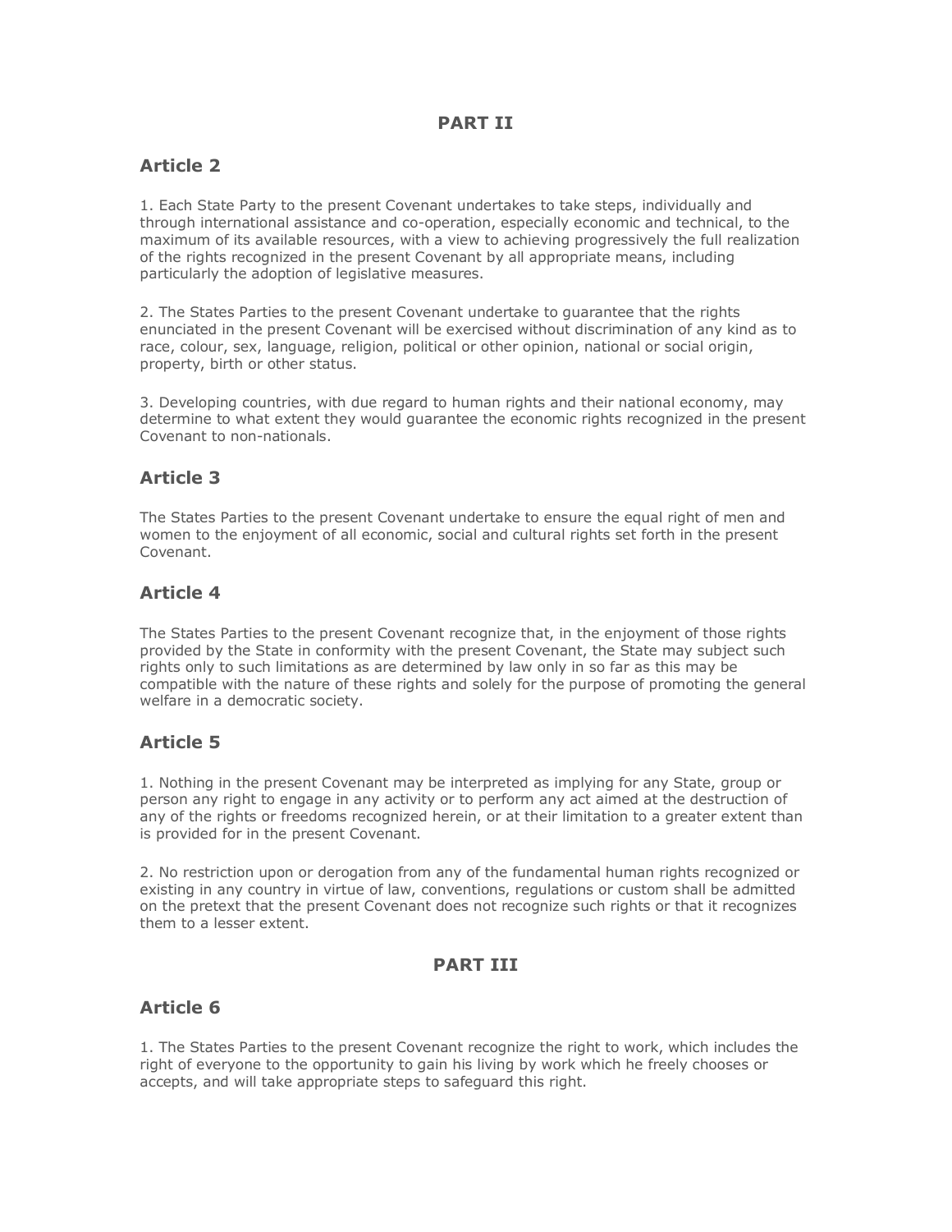## PART II

### Article 2

1. Each State Party to the present Covenant undertakes to take steps, individually and through international assistance and co-operation, especially economic and technical, to the maximum of its available resources, with a view to achieving progressively the full realization of the rights recognized in the present Covenant by all appropriate means, including particularly the adoption of legislative measures.

2. The States Parties to the present Covenant undertake to guarantee that the rights enunciated in the present Covenant will be exercised without discrimination of any kind as to race, colour, sex, language, religion, political or other opinion, national or social origin, property, birth or other status.

3. Developing countries, with due regard to human rights and their national economy, may determine to what extent they would guarantee the economic rights recognized in the present Covenant to non-nationals.

### Article 3

The States Parties to the present Covenant undertake to ensure the equal right of men and women to the enjoyment of all economic, social and cultural rights set forth in the present Covenant.

### Article 4

The States Parties to the present Covenant recognize that, in the enjoyment of those rights provided by the State in conformity with the present Covenant, the State may subject such rights only to such limitations as are determined by law only in so far as this may be compatible with the nature of these rights and solely for the purpose of promoting the general welfare in a democratic society.

### Article 5

1. Nothing in the present Covenant may be interpreted as implying for any State, group or person any right to engage in any activity or to perform any act aimed at the destruction of any of the rights or freedoms recognized herein, or at their limitation to a greater extent than is provided for in the present Covenant.

2. No restriction upon or derogation from any of the fundamental human rights recognized or existing in any country in virtue of law, conventions, regulations or custom shall be admitted on the pretext that the present Covenant does not recognize such rights or that it recognizes them to a lesser extent.

## PART III

### Article 6

1. The States Parties to the present Covenant recognize the right to work, which includes the right of everyone to the opportunity to gain his living by work which he freely chooses or accepts, and will take appropriate steps to safeguard this right.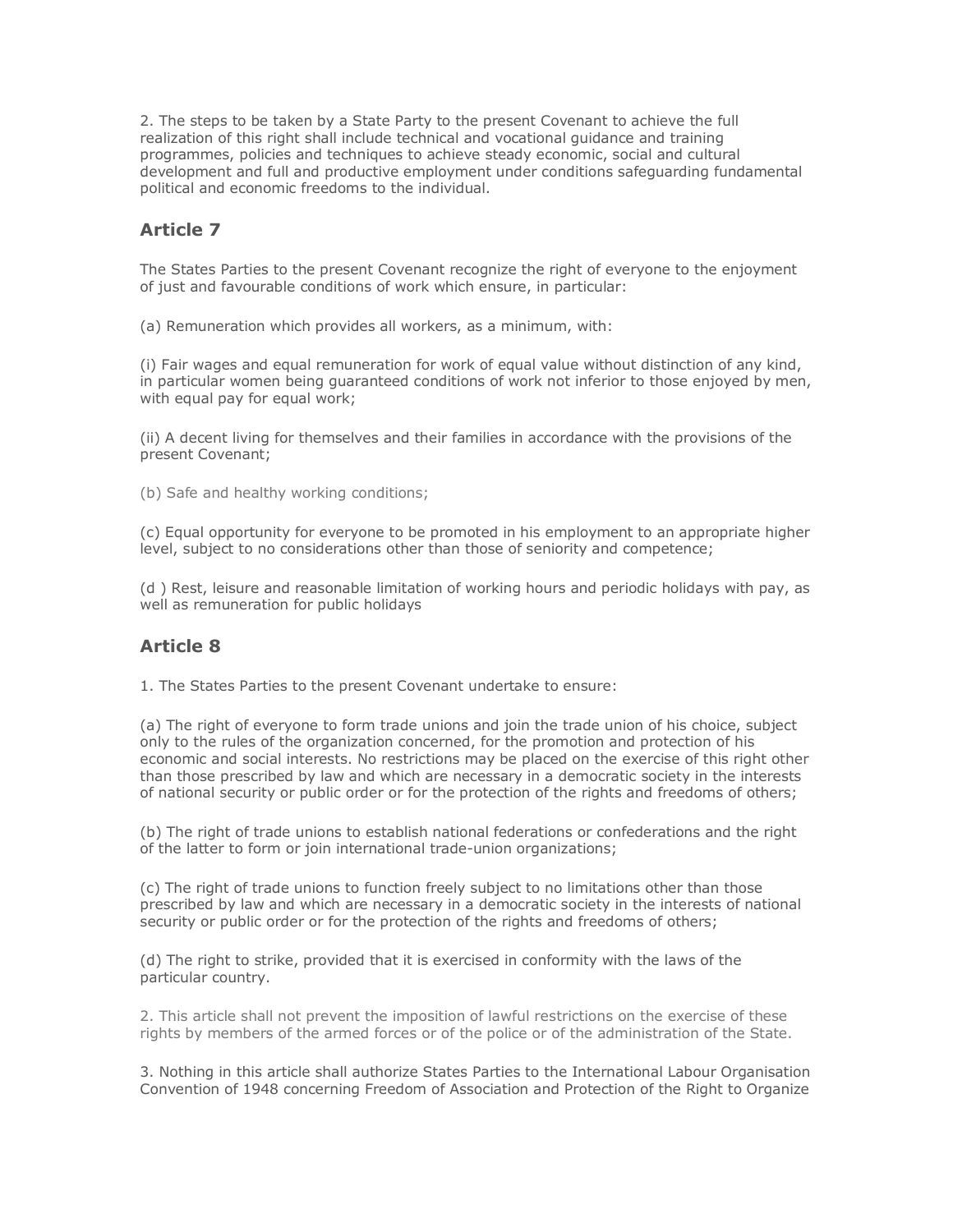2. The steps to be taken by a State Party to the present Covenant to achieve the full realization of this right shall include technical and vocational guidance and training programmes, policies and techniques to achieve steady economic, social and cultural development and full and productive employment under conditions safeguarding fundamental political and economic freedoms to the individual.

## Article 7

The States Parties to the present Covenant recognize the right of everyone to the enjoyment of just and favourable conditions of work which ensure, in particular:

(a) Remuneration which provides all workers, as a minimum, with:

(i) Fair wages and equal remuneration for work of equal value without distinction of any kind, in particular women being guaranteed conditions of work not inferior to those enjoyed by men, with equal pay for equal work;

(ii) A decent living for themselves and their families in accordance with the provisions of the present Covenant;

(b) Safe and healthy working conditions;

(c) Equal opportunity for everyone to be promoted in his employment to an appropriate higher level, subject to no considerations other than those of seniority and competence;

(d ) Rest, leisure and reasonable limitation of working hours and periodic holidays with pay, as well as remuneration for public holidays

## Article 8

1. The States Parties to the present Covenant undertake to ensure:

(a) The right of everyone to form trade unions and join the trade union of his choice, subject only to the rules of the organization concerned, for the promotion and protection of his economic and social interests. No restrictions may be placed on the exercise of this right other than those prescribed by law and which are necessary in a democratic society in the interests of national security or public order or for the protection of the rights and freedoms of others;

(b) The right of trade unions to establish national federations or confederations and the right of the latter to form or join international trade-union organizations;

(c) The right of trade unions to function freely subject to no limitations other than those prescribed by law and which are necessary in a democratic society in the interests of national security or public order or for the protection of the rights and freedoms of others;

(d) The right to strike, provided that it is exercised in conformity with the laws of the particular country.

2. This article shall not prevent the imposition of lawful restrictions on the exercise of these rights by members of the armed forces or of the police or of the administration of the State.

3. Nothing in this article shall authorize States Parties to the International Labour Organisation Convention of 1948 concerning Freedom of Association and Protection of the Right to Organize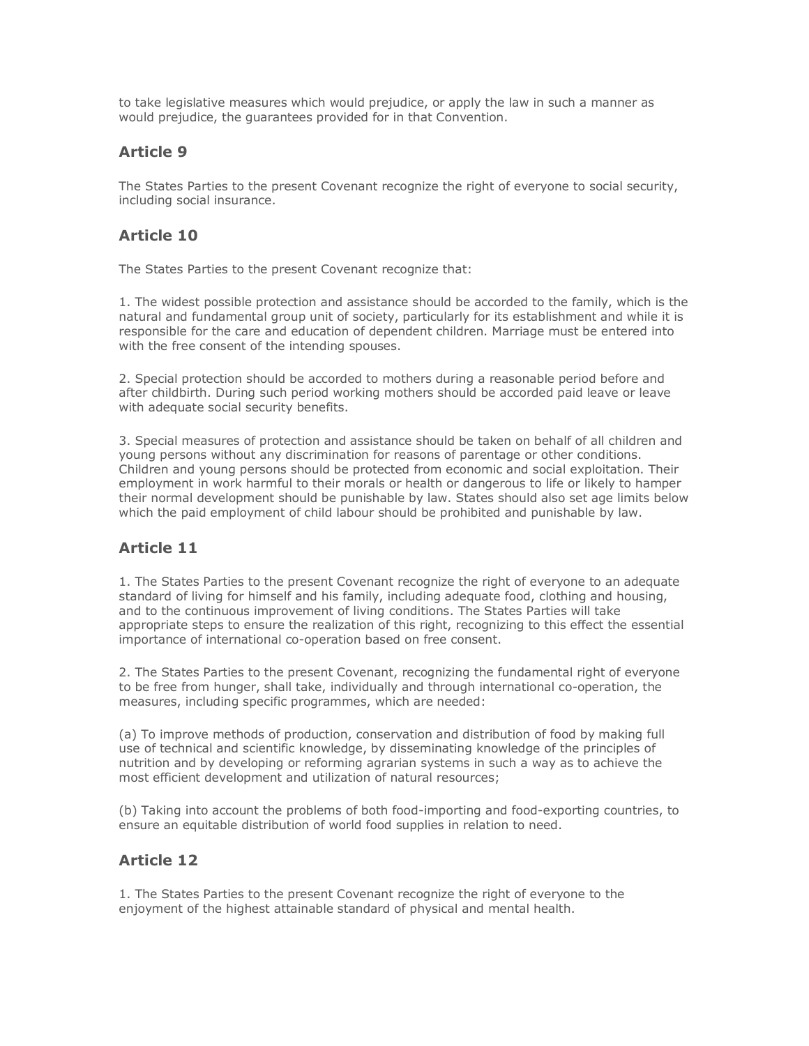to take legislative measures which would prejudice, or apply the law in such a manner as would prejudice, the guarantees provided for in that Convention.

## Article 9

The States Parties to the present Covenant recognize the right of everyone to social security, including social insurance.

## Article 10

The States Parties to the present Covenant recognize that:

1. The widest possible protection and assistance should be accorded to the family, which is the natural and fundamental group unit of society, particularly for its establishment and while it is responsible for the care and education of dependent children. Marriage must be entered into with the free consent of the intending spouses.

2. Special protection should be accorded to mothers during a reasonable period before and after childbirth. During such period working mothers should be accorded paid leave or leave with adequate social security benefits.

3. Special measures of protection and assistance should be taken on behalf of all children and young persons without any discrimination for reasons of parentage or other conditions. Children and young persons should be protected from economic and social exploitation. Their employment in work harmful to their morals or health or dangerous to life or likely to hamper their normal development should be punishable by law. States should also set age limits below which the paid employment of child labour should be prohibited and punishable by law.

## Article 11

1. The States Parties to the present Covenant recognize the right of everyone to an adequate standard of living for himself and his family, including adequate food, clothing and housing, and to the continuous improvement of living conditions. The States Parties will take appropriate steps to ensure the realization of this right, recognizing to this effect the essential importance of international co-operation based on free consent.

2. The States Parties to the present Covenant, recognizing the fundamental right of everyone to be free from hunger, shall take, individually and through international co-operation, the measures, including specific programmes, which are needed:

(a) To improve methods of production, conservation and distribution of food by making full use of technical and scientific knowledge, by disseminating knowledge of the principles of nutrition and by developing or reforming agrarian systems in such a way as to achieve the most efficient development and utilization of natural resources;

(b) Taking into account the problems of both food-importing and food-exporting countries, to ensure an equitable distribution of world food supplies in relation to need.

## Article 12

1. The States Parties to the present Covenant recognize the right of everyone to the enjoyment of the highest attainable standard of physical and mental health.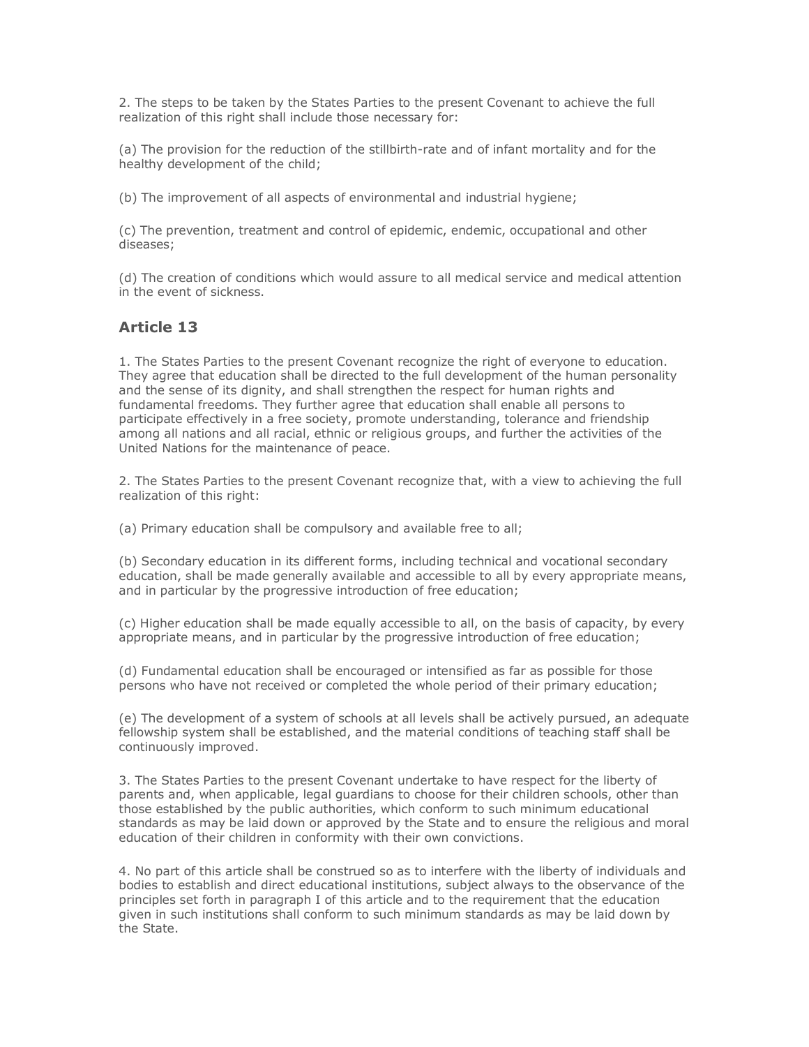2. The steps to be taken by the States Parties to the present Covenant to achieve the full realization of this right shall include those necessary for:

(a) The provision for the reduction of the stillbirth-rate and of infant mortality and for the healthy development of the child;

(b) The improvement of all aspects of environmental and industrial hygiene;

(c) The prevention, treatment and control of epidemic, endemic, occupational and other diseases;

(d) The creation of conditions which would assure to all medical service and medical attention in the event of sickness.

## Article 13

1. The States Parties to the present Covenant recognize the right of everyone to education. They agree that education shall be directed to the full development of the human personality and the sense of its dignity, and shall strengthen the respect for human rights and fundamental freedoms. They further agree that education shall enable all persons to participate effectively in a free society, promote understanding, tolerance and friendship among all nations and all racial, ethnic or religious groups, and further the activities of the United Nations for the maintenance of peace.

2. The States Parties to the present Covenant recognize that, with a view to achieving the full realization of this right:

(a) Primary education shall be compulsory and available free to all;

(b) Secondary education in its different forms, including technical and vocational secondary education, shall be made generally available and accessible to all by every appropriate means, and in particular by the progressive introduction of free education;

(c) Higher education shall be made equally accessible to all, on the basis of capacity, by every appropriate means, and in particular by the progressive introduction of free education;

(d) Fundamental education shall be encouraged or intensified as far as possible for those persons who have not received or completed the whole period of their primary education;

(e) The development of a system of schools at all levels shall be actively pursued, an adequate fellowship system shall be established, and the material conditions of teaching staff shall be continuously improved.

3. The States Parties to the present Covenant undertake to have respect for the liberty of parents and, when applicable, legal guardians to choose for their children schools, other than those established by the public authorities, which conform to such minimum educational standards as may be laid down or approved by the State and to ensure the religious and moral education of their children in conformity with their own convictions.

4. No part of this article shall be construed so as to interfere with the liberty of individuals and bodies to establish and direct educational institutions, subject always to the observance of the principles set forth in paragraph I of this article and to the requirement that the education given in such institutions shall conform to such minimum standards as may be laid down by the State.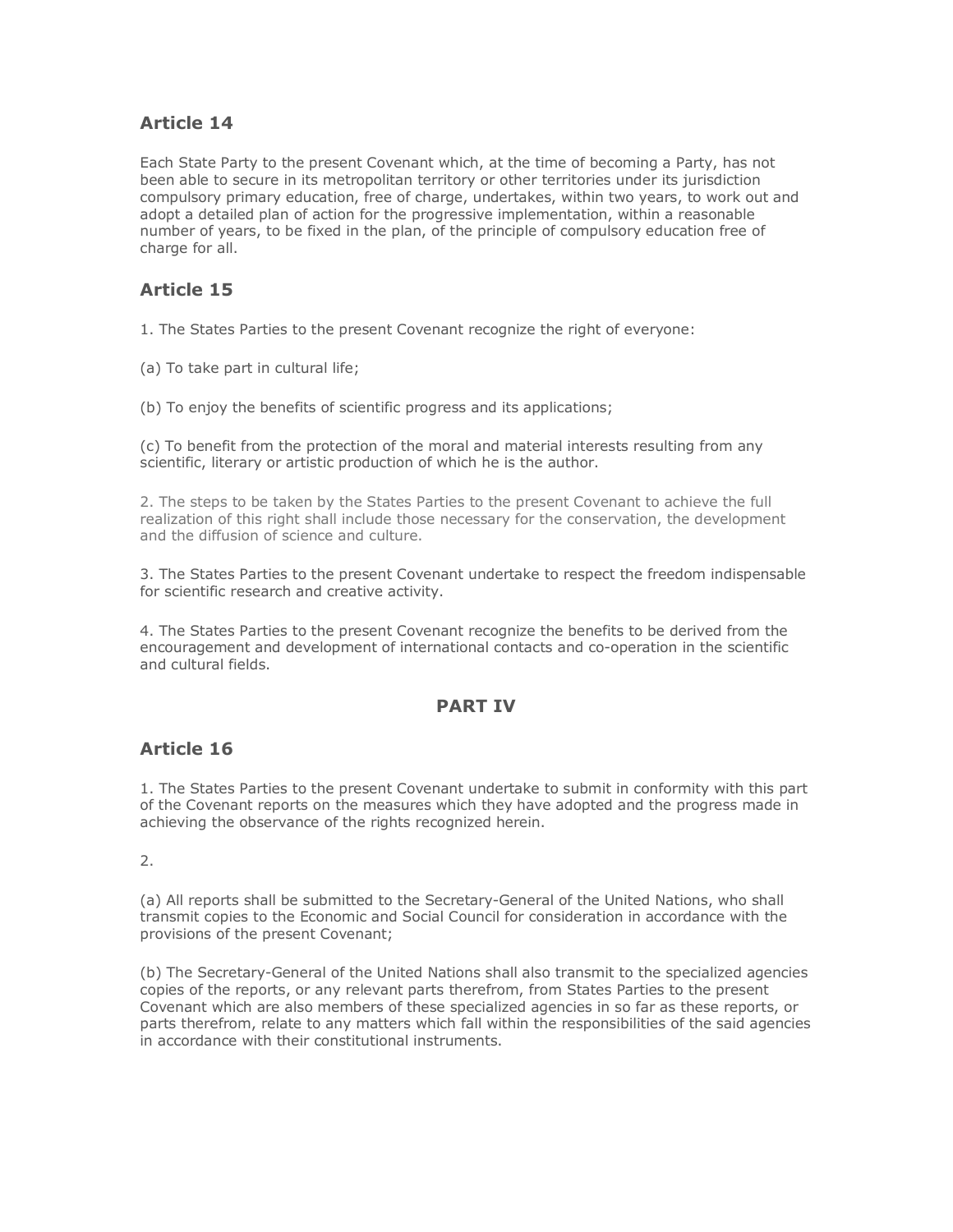## Article 14

Each State Party to the present Covenant which, at the time of becoming a Party, has not been able to secure in its metropolitan territory or other territories under its jurisdiction compulsory primary education, free of charge, undertakes, within two years, to work out and adopt a detailed plan of action for the progressive implementation, within a reasonable number of years, to be fixed in the plan, of the principle of compulsory education free of charge for all.

## Article 15

1. The States Parties to the present Covenant recognize the right of everyone:

(a) To take part in cultural life;

(b) To enjoy the benefits of scientific progress and its applications;

(c) To benefit from the protection of the moral and material interests resulting from any scientific, literary or artistic production of which he is the author.

2. The steps to be taken by the States Parties to the present Covenant to achieve the full realization of this right shall include those necessary for the conservation, the development and the diffusion of science and culture.

3. The States Parties to the present Covenant undertake to respect the freedom indispensable for scientific research and creative activity.

4. The States Parties to the present Covenant recognize the benefits to be derived from the encouragement and development of international contacts and co-operation in the scientific and cultural fields.

# PART IV

## Article 16

1. The States Parties to the present Covenant undertake to submit in conformity with this part of the Covenant reports on the measures which they have adopted and the progress made in achieving the observance of the rights recognized herein.

2.

(a) All reports shall be submitted to the Secretary-General of the United Nations, who shall transmit copies to the Economic and Social Council for consideration in accordance with the provisions of the present Covenant;

(b) The Secretary-General of the United Nations shall also transmit to the specialized agencies copies of the reports, or any relevant parts therefrom, from States Parties to the present Covenant which are also members of these specialized agencies in so far as these reports, or parts therefrom, relate to any matters which fall within the responsibilities of the said agencies in accordance with their constitutional instruments.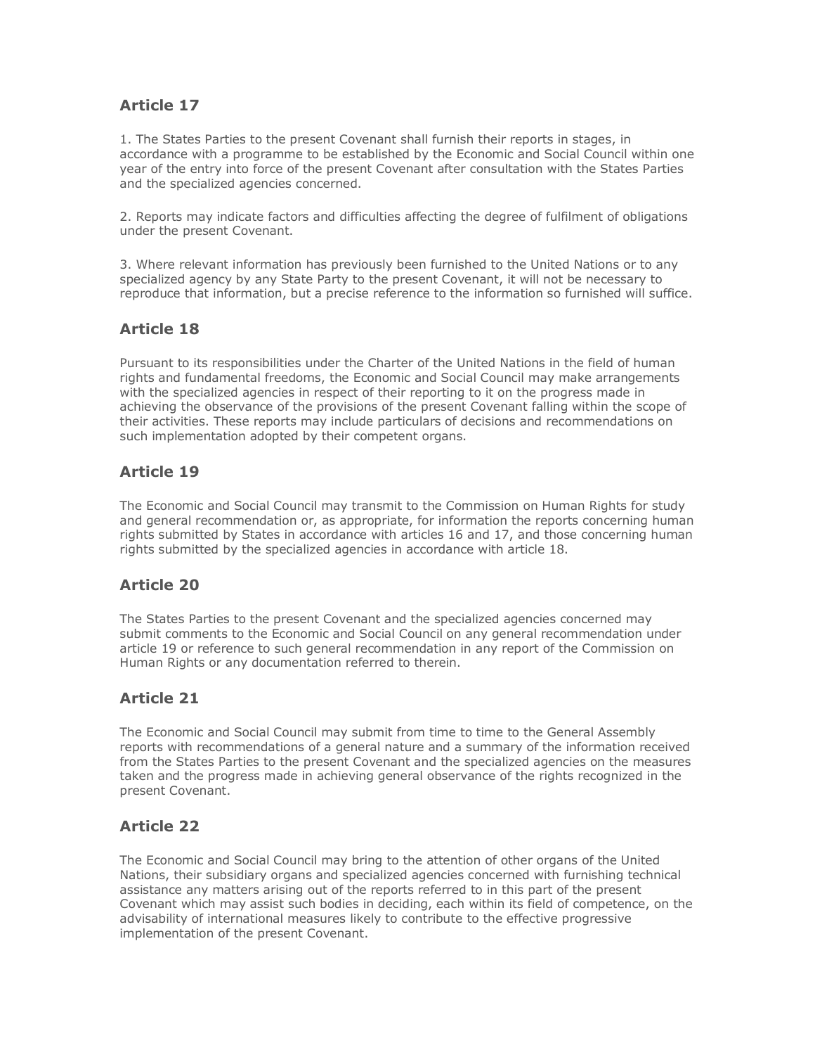## Article 17

1. The States Parties to the present Covenant shall furnish their reports in stages, in accordance with a programme to be established by the Economic and Social Council within one year of the entry into force of the present Covenant after consultation with the States Parties and the specialized agencies concerned.

2. Reports may indicate factors and difficulties affecting the degree of fulfilment of obligations under the present Covenant.

3. Where relevant information has previously been furnished to the United Nations or to any specialized agency by any State Party to the present Covenant, it will not be necessary to reproduce that information, but a precise reference to the information so furnished will suffice.

## Article 18

Pursuant to its responsibilities under the Charter of the United Nations in the field of human rights and fundamental freedoms, the Economic and Social Council may make arrangements with the specialized agencies in respect of their reporting to it on the progress made in achieving the observance of the provisions of the present Covenant falling within the scope of their activities. These reports may include particulars of decisions and recommendations on such implementation adopted by their competent organs.

## Article 19

The Economic and Social Council may transmit to the Commission on Human Rights for study and general recommendation or, as appropriate, for information the reports concerning human rights submitted by States in accordance with articles 16 and 17, and those concerning human rights submitted by the specialized agencies in accordance with article 18.

## Article 20

The States Parties to the present Covenant and the specialized agencies concerned may submit comments to the Economic and Social Council on any general recommendation under article 19 or reference to such general recommendation in any report of the Commission on Human Rights or any documentation referred to therein.

## Article 21

The Economic and Social Council may submit from time to time to the General Assembly reports with recommendations of a general nature and a summary of the information received from the States Parties to the present Covenant and the specialized agencies on the measures taken and the progress made in achieving general observance of the rights recognized in the present Covenant.

## Article 22

The Economic and Social Council may bring to the attention of other organs of the United Nations, their subsidiary organs and specialized agencies concerned with furnishing technical assistance any matters arising out of the reports referred to in this part of the present Covenant which may assist such bodies in deciding, each within its field of competence, on the advisability of international measures likely to contribute to the effective progressive implementation of the present Covenant.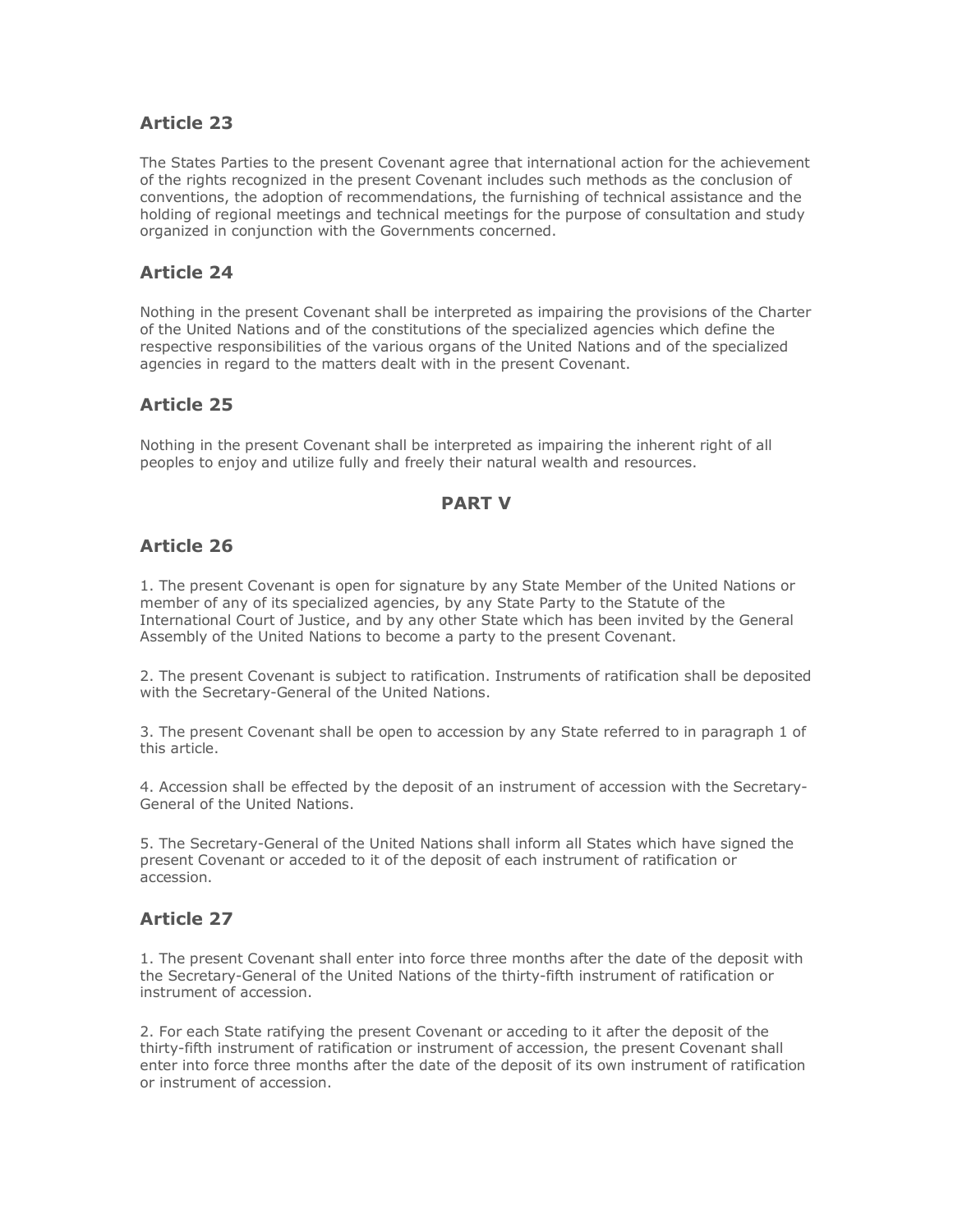## Article 23

The States Parties to the present Covenant agree that international action for the achievement of the rights recognized in the present Covenant includes such methods as the conclusion of conventions, the adoption of recommendations, the furnishing of technical assistance and the holding of regional meetings and technical meetings for the purpose of consultation and study organized in conjunction with the Governments concerned.

## Article 24

Nothing in the present Covenant shall be interpreted as impairing the provisions of the Charter of the United Nations and of the constitutions of the specialized agencies which define the respective responsibilities of the various organs of the United Nations and of the specialized agencies in regard to the matters dealt with in the present Covenant.

## Article 25

Nothing in the present Covenant shall be interpreted as impairing the inherent right of all peoples to enjoy and utilize fully and freely their natural wealth and resources.

**PART V**

## Article 26

1. The present Covenant is open for signature by any State Member of the United Nations or member of any of its specialized agencies, by any State Party to the Statute of the International Court of Justice, and by any other State which has been invited by the General Assembly of the United Nations to become a party to the present Covenant.

2. The present Covenant is subject to ratification. Instruments of ratification shall be deposited with the Secretary-General of the United Nations.

3. The present Covenant shall be open to accession by any State referred to in paragraph 1 of this article.

4. Accession shall be effected by the deposit of an instrument of accession with the Secretary-General of the United Nations.

5. The Secretary-General of the United Nations shall inform all States which have signed the present Covenant or acceded to it of the deposit of each instrument of ratification or accession.

## Article 27

1. The present Covenant shall enter into force three months after the date of the deposit with the Secretary-General of the United Nations of the thirty-fifth instrument of ratification or instrument of accession.

2. For each State ratifying the present Covenant or acceding to it after the deposit of the thirty-fifth instrument of ratification or instrument of accession, the present Covenant shall enter into force three months after the date of the deposit of its own instrument of ratification or instrument of accession.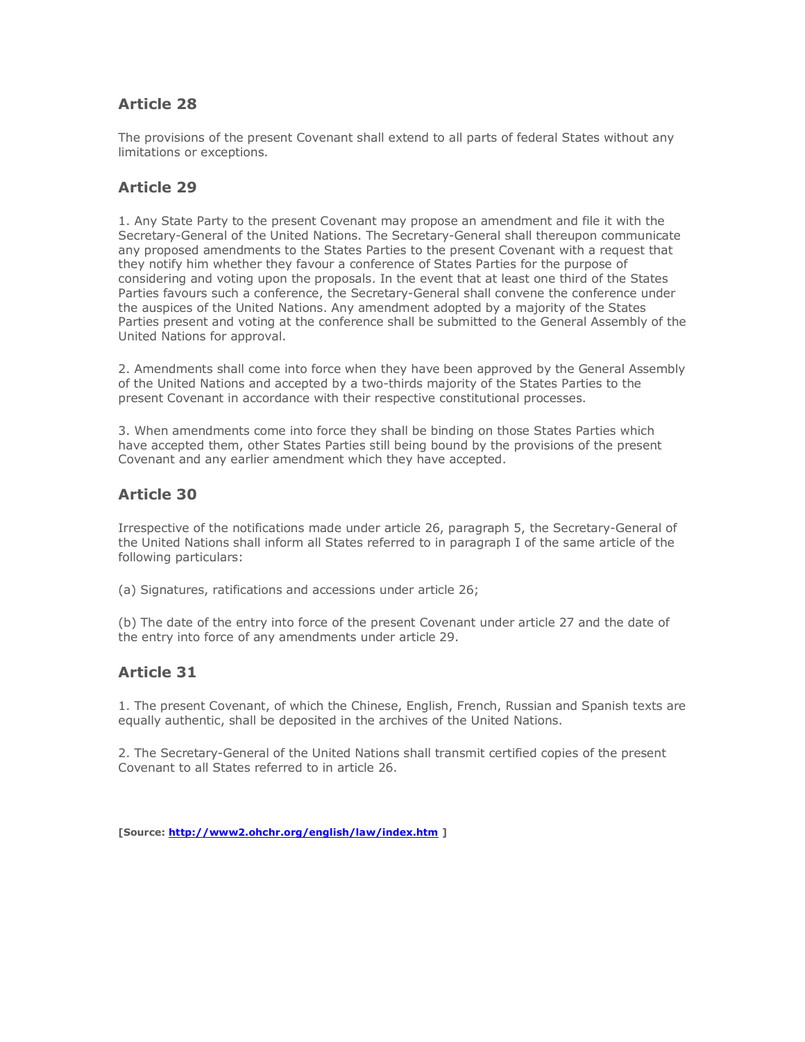## Article 28

The provisions of the present Covenant shall extend to all parts of federal States without any limitations or exceptions.

## Article 29

1. Any State Party to the present Covenant may propose an amendment and file it with the Secretary-General of the United Nations. The Secretary-General shall thereupon communicate any proposed amendments to the States Parties to the present Covenant with a request that they notify him whether they favour a conference of States Parties for the purpose of considering and voting upon the proposals. In the event that at least one third of the States Parties favours such a conference, the Secretary-General shall convene the conference under the auspices of the United Nations. Any amendment adopted by a majority of the States Parties present and voting at the conference shall be submitted to the General Assembly of the United Nations for approval.

2. Amendments shall come into force when they have been approved by the General Assembly of the United Nations and accepted by a two-thirds majority of the States Parties to the present Covenant in accordance with their respective constitutional processes.

3. When amendments come into force they shall be binding on those States Parties which have accepted them, other States Parties still being bound by the provisions of the present Covenant and any earlier amendment which they have accepted.

## Article 30

Irrespective of the notifications made under article 26, paragraph 5, the Secretary-General of the United Nations shall inform all States referred to in paragraph I of the same article of the following particulars:

(a) Signatures, ratifications and accessions under article 26;

(b) The date of the entry into force of the present Covenant under article 27 and the date of the entry into force of any amendments under article 29.

## Article 31

1. The present Covenant, of which the Chinese, English, French, Russian and Spanish texts are equally authentic, shall be deposited in the archives of the United Nations.

2. The Secretary-General of the United Nations shall transmit certified copies of the present Covenant to all States referred to in article 26.

**[Source: http://www2.ohchr.org/english/law/index.htm ]**